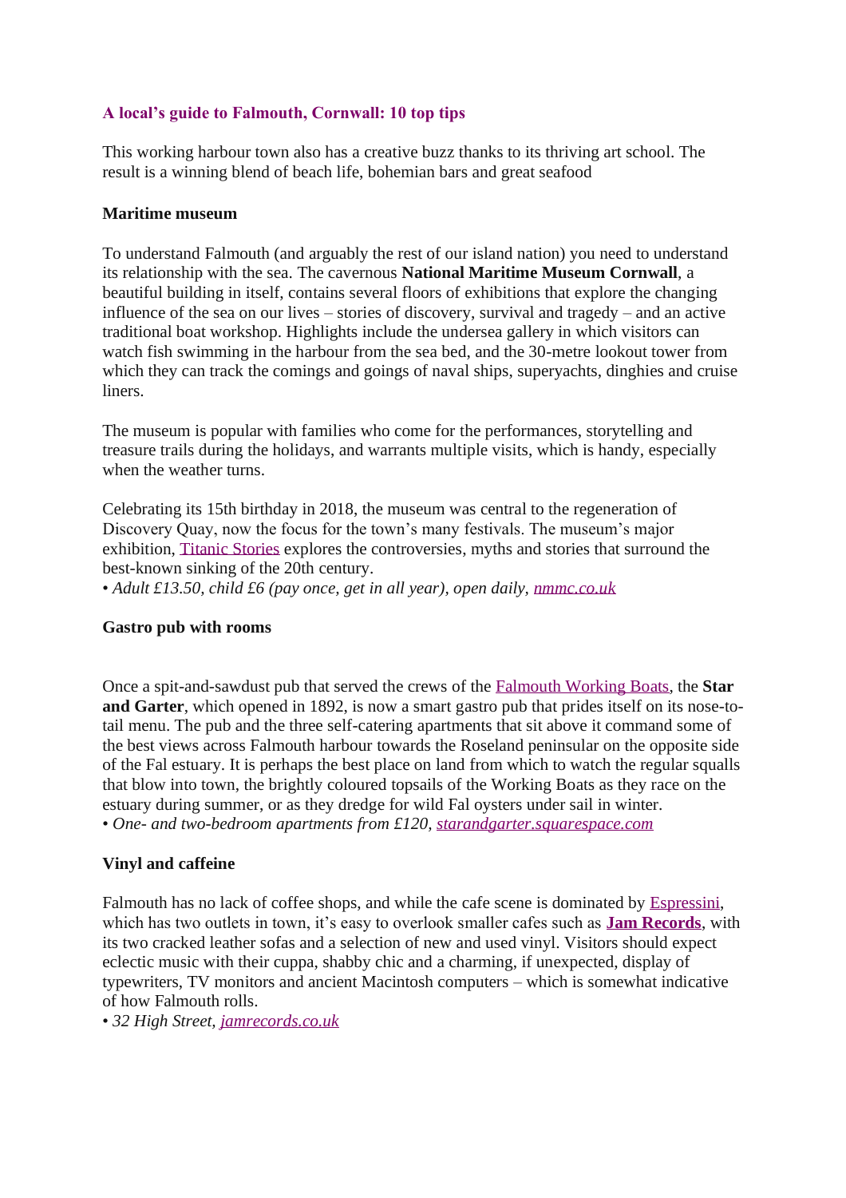# A local's guide to Falmouth, Cornwall: 10 top tips

This working harbour town also has a creative buzz thanks to its thriving art school. The result is a winning blend of beach life, bohemian bars and great seafood

## Maritime museum

To understand Falmouth (and arguably the rest of our island nation) you need to understand its relationship with the sea. The cavernous **National Maritime Museum Cornwall**, a beautiful building in itself, contains several floors of exhibitions that explore the changing influence of the sea on our lives – stories of discovery, survival and tragedy – and an active traditional boat workshop. Highlights include the undersea gallery in which visitors can watch fish swimming in the harbour from the sea bed, and the 30-metre lookout tower from which they can track the comings and goings of naval ships, superyachts, dinghies and cruise liners.

The museum is popular with families who come for the performances, storytelling and treasure trails during the holidays, and warrants multiple visits, which is handy, especially when the weather turns.

Celebrating its 15th birthday in 2018, the museum was central to the regeneration of Discovery Quay, now the focus for the town's many festivals. The museum's major exhibition, Titanic Stories explores the controversies, myths and stories that surround the best-known sinking of the 20th century.

• *Adult £13.50, child £6 (pay once, get in all year), open daily, nmmc.co.uk*

## Gastro pub with rooms

Once a spit-and-sawdust pub that served the crews of the Falmouth Working Boats, the **Star and Garter**, which opened in 1892, is now a smart gastro pub that prides itself on its nose-to-tail menu. The pub and the three self-catering apartments that sit above it command some of the best views across Falmouth harbour towards the Roseland peninsular on the opposite side of the Fal estuary. It is perhaps the best place on land from which to watch the regular squalls that blow into town, the brightly coloured topsails of the Working Boats as they race on the estuary during summer, or as they dredge for wild Fal oysters under sail in winter.

• *One- and two-bedroom apartments from £120, starandgarter.squarespace.com*

## Vinyl and caffeine

Falmouth has no lack of coffee shops, and while the cafe scene is dominated by Espressini, which has two outlets in town, it's easy to overlook smaller cafes such as **Jam Records**, with its two cracked leather sofas and a selection of new and used vinyl. Visitors should expect eclectic music with their cuppa, shabby chic and a charming, if unexpected, display of typewriters, TV monitors and ancient Macintosh computers – which is somewhat indicative of how Falmouth rolls.

• *32 High Street, jamrecords.co.uk*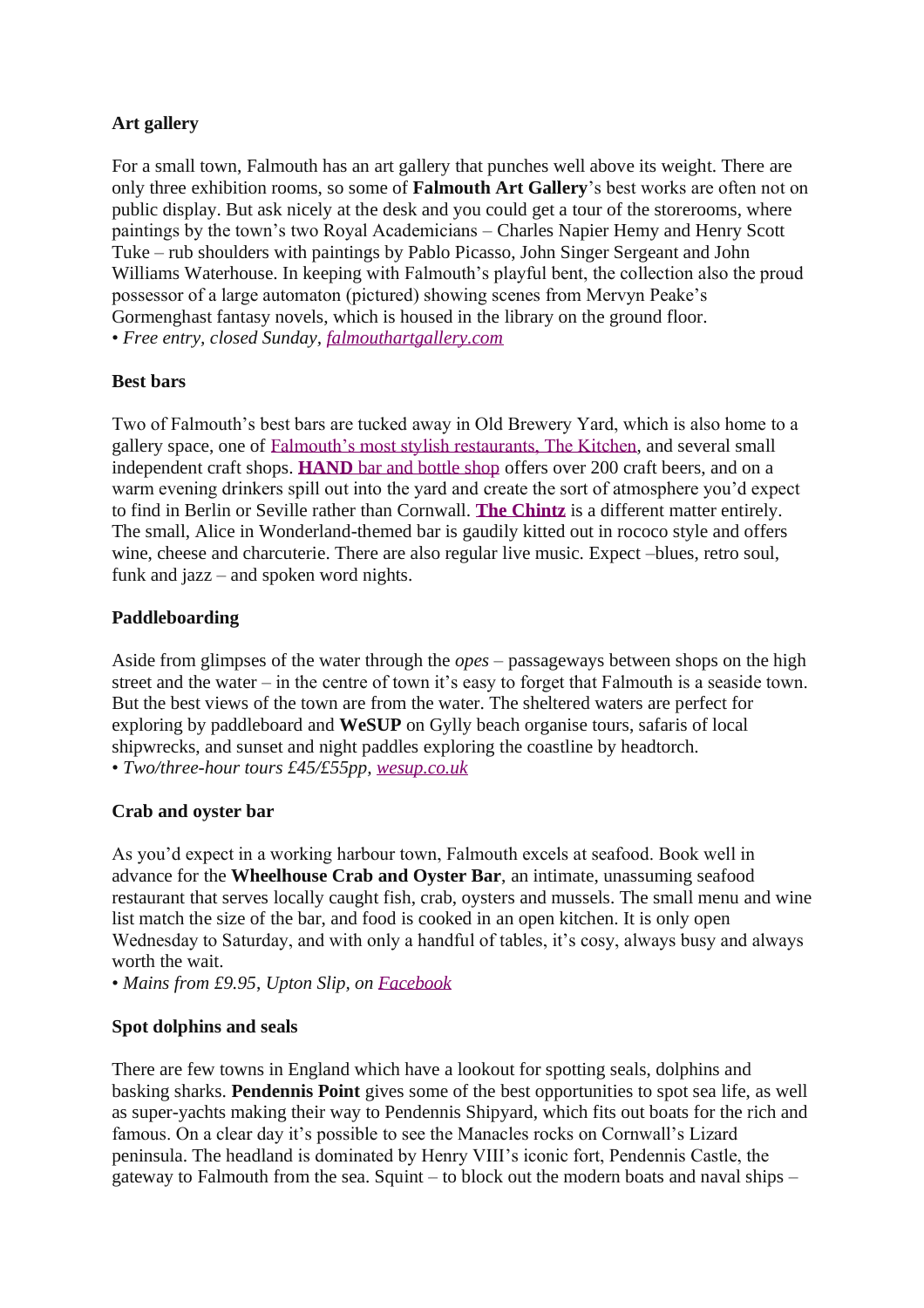**Art gallery**

For a small town, Falmouth has an art gallery that punches well above its weight. There are only three exhibition rooms, so some of **Falmouth Art Gallery**'s best works are often not on public display. But ask nicely at the desk and you could get a tour of the storerooms, where paintings by the town's two Royal Academicians – Charles Napier Hemy and Henry Scott Tuke – rub shoulders with paintings by Pablo Picasso, John Singer Sergeant and John Williams Waterhouse. In keeping with Falmouth's playful bent, the collection also the proud possessor of a large automaton (pictured) showing scenes from Mervyn Peake's Gormenghast fantasy novels, which is housed in the library on the ground floor.
• *Free entry, closed Sunday, [falmouthartgallery.com](falmouthartgallery.com)*

**Best bars**

Two of Falmouth's best bars are tucked away in Old Brewery Yard, which is also home to a gallery space, one of [Falmouth's most stylish restaurants, The Kitchen](), and several small independent craft shops. [**HAND** bar and bottle shop]() offers over 200 craft beers, and on a warm evening drinkers spill out into the yard and create the sort of atmosphere you'd expect to find in Berlin or Seville rather than Cornwall. [**The Chintz**]() is a different matter entirely. The small, Alice in Wonderland-themed bar is gaudily kitted out in rococo style and offers wine, cheese and charcuterie. There are also regular live music. Expect –blues, retro soul, funk and jazz – and spoken word nights.

**Paddleboarding**

Aside from glimpses of the water through the *opes* – passageways between shops on the high street and the water – in the centre of town it's easy to forget that Falmouth is a seaside town. But the best views of the town are from the water. The sheltered waters are perfect for exploring by paddleboard and **WeSUP** on Gylly beach organise tours, safaris of local shipwrecks, and sunset and night paddles exploring the coastline by headtorch.
• *Two/three-hour tours £45/£55pp, [wesup.co.uk](wesup.co.uk)*

**Crab and oyster bar**

As you'd expect in a working harbour town, Falmouth excels at seafood. Book well in advance for the **Wheelhouse Crab and Oyster Bar**, an intimate, unassuming seafood restaurant that serves locally caught fish, crab, oysters and mussels. The small menu and wine list match the size of the bar, and food is cooked in an open kitchen. It is only open Wednesday to Saturday, and with only a handful of tables, it's cosy, always busy and always worth the wait.
• *Mains from £9.95, Upton Slip, on [Facebook]()*

**Spot dolphins and seals**

There are few towns in England which have a lookout for spotting seals, dolphins and basking sharks. **Pendennis Point** gives some of the best opportunities to spot sea life, as well as super-yachts making their way to Pendennis Shipyard, which fits out boats for the rich and famous. On a clear day it's possible to see the Manacles rocks on Cornwall's Lizard peninsula. The headland is dominated by Henry VIII's iconic fort, Pendennis Castle, the gateway to Falmouth from the sea. Squint – to block out the modern boats and naval ships –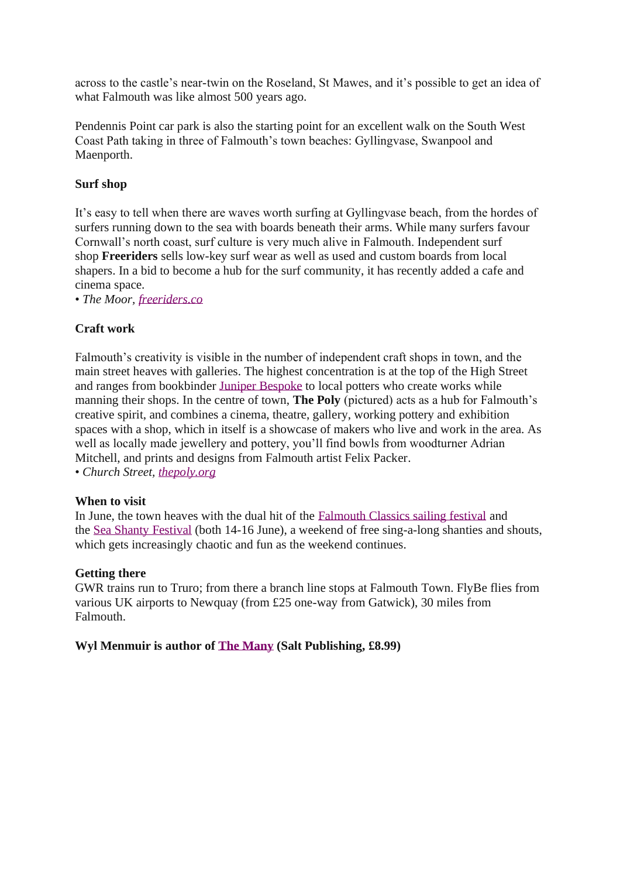across to the castle's near-twin on the Roseland, St Mawes, and it's possible to get an idea of what Falmouth was like almost 500 years ago.

Pendennis Point car park is also the starting point for an excellent walk on the South West Coast Path taking in three of Falmouth's town beaches: Gyllingvase, Swanpool and Maenporth.

**Surf shop**

It's easy to tell when there are waves worth surfing at Gyllingvase beach, from the hordes of surfers running down to the sea with boards beneath their arms. While many surfers favour Cornwall's north coast, surf culture is very much alive in Falmouth. Independent surf shop **Freeriders** sells low-key surf wear as well as used and custom boards from local shapers. In a bid to become a hub for the surf community, it has recently added a cafe and cinema space.
• *The Moor, freeriders.co*

**Craft work**

Falmouth's creativity is visible in the number of independent craft shops in town, and the main street heaves with galleries. The highest concentration is at the top of the High Street and ranges from bookbinder Juniper Bespoke to local potters who create works while manning their shops. In the centre of town, **The Poly** (pictured) acts as a hub for Falmouth's creative spirit, and combines a cinema, theatre, gallery, working pottery and exhibition spaces with a shop, which in itself is a showcase of makers who live and work in the area. As well as locally made jewellery and pottery, you'll find bowls from woodturner Adrian Mitchell, and prints and designs from Falmouth artist Felix Packer.
• *Church Street, thepoly.org*

**When to visit**
In June, the town heaves with the dual hit of the Falmouth Classics sailing festival and the Sea Shanty Festival (both 14-16 June), a weekend of free sing-a-long shanties and shouts, which gets increasingly chaotic and fun as the weekend continues.

**Getting there**
GWR trains run to Truro; from there a branch line stops at Falmouth Town. FlyBe flies from various UK airports to Newquay (from £25 one-way from Gatwick), 30 miles from Falmouth.

**Wyl Menmuir is author of The Many (Salt Publishing, £8.99)**